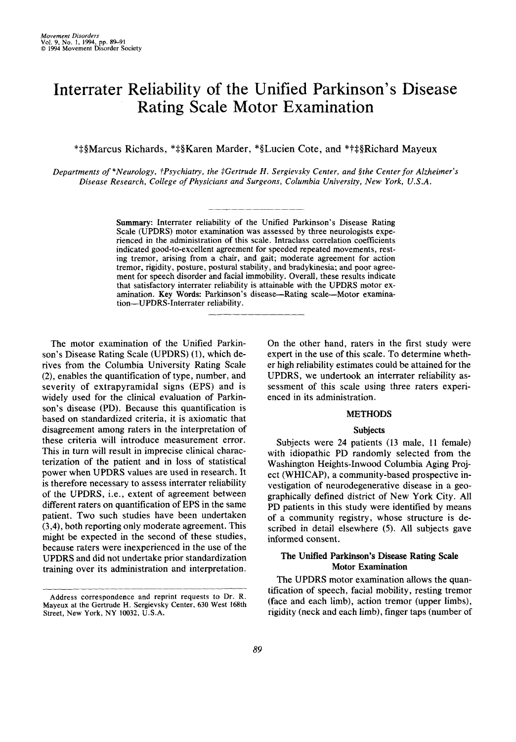# Interrater Reliability of the Unified Parkinson's Disease Rating Scale Motor Examination

*‡§Marcus Richards, *‡§Karen Marder, *§Lucien Cote, and *†‡§Richard Mayeux

*Departments of *Neurology, †Psychiatry, the ‡Gertrude H. Sergievsky Center, and §the Center for Alzheimer's Disease Research, College of Physicians and Surgeons, Columbia University, New York, U.S.A.*

**Summary:** Interrater reliability of the Unified Parkinson's Disease Rating Scale (UPDRS) motor examination was assessed by three neurologists experienced in the administration of this scale. Intraclass correlation coefficients indicated good-to-excellent agreement for speeded repeated movements, resting tremor, arising from a chair, and gait; moderate agreement for action tremor, rigidity, posture, postural stability, and bradykinesia; and poor agreement for speech disorder and facial immobility. Overall, these results indicate that satisfactory interrater reliability is attainable with the UPDRS motor examination. **Key Words:** Parkinson's disease—Rating scale—Motor examination—UPDRS-Interrater reliability.

The motor examination of the Unified Parkinson's Disease Rating Scale (UPDRS) (1), which derives from the Columbia University Rating Scale (2), enables the quantification of type, number, and severity of extrapyramidal signs (EPS) and is widely used for the clinical evaluation of Parkinson's disease (PD). Because this quantification is based on standardized criteria, it is axiomatic that disagreement among raters in the interpretation of these criteria will introduce measurement error. This in turn will result in imprecise clinical characterization of the patient and in loss of statistical power when UPDRS values are used in research. It is therefore necessary to assess interrater reliability of the UPDRS, i.e., extent of agreement between different raters on quantification of EPS in the same patient. Two such studies have been undertaken (3,4), both reporting only moderate agreement. This might be expected in the second of these studies, because raters were inexperienced in the use of the UPDRS and did not undertake prior standardization training over its administration and interpretation. On the other hand, raters in the first study were expert in the use of this scale. To determine whether high reliability estimates could be attained for the UPDRS, we undertook an interrater reliability assessment of this scale using three raters experienced in its administration.

Address correspondence and reprint requests to Dr. R. Mayeux at the Gertrude H. Sergievsky Center, 630 West 168th Street, New York, NY 10032, U.S.A.

## METHODS

### Subjects

Subjects were 24 patients (13 male, 11 female) with idiopathic PD randomly selected from the Washington Heights-Inwood Columbia Aging Project (WHICAP), a community-based prospective investigation of neurodegenerative disease in a geographically defined district of New York City. All PD patients in this study were identified by means of a community registry, whose structure is described in detail elsewhere (5). All subjects gave informed consent.

### The Unified Parkinson's Disease Rating Scale Motor Examination

The UPDRS motor examination allows the quantification of speech, facial mobility, resting tremor (face and each limb), action tremor (upper limbs), rigidity (neck and each limb), finger taps (number of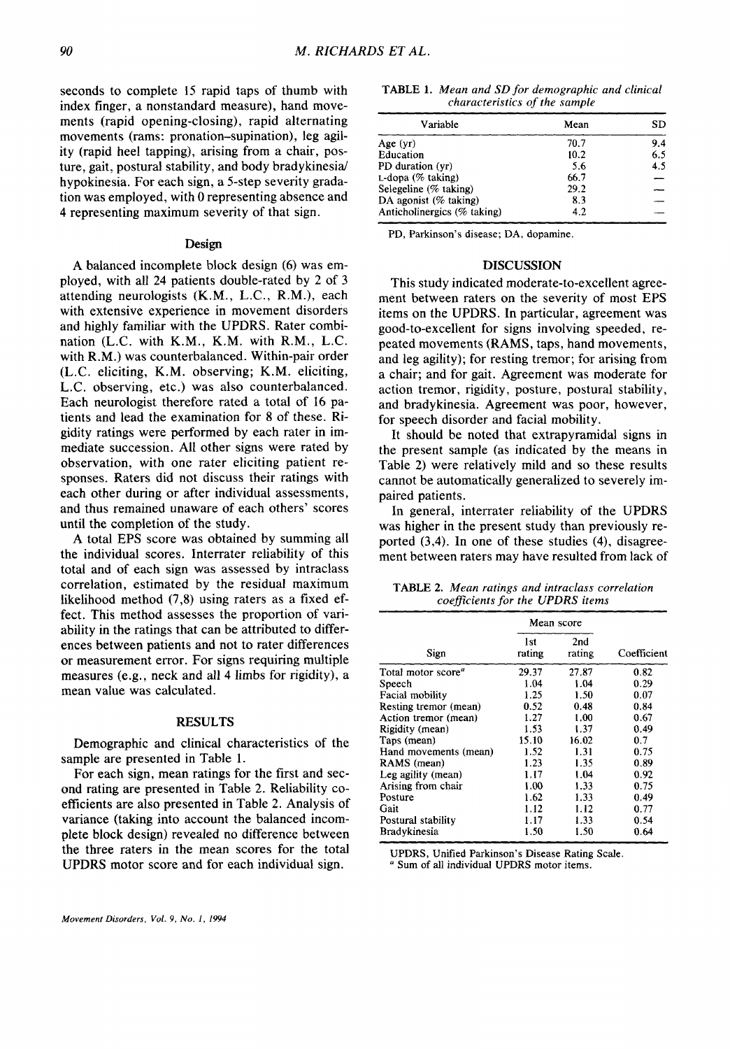seconds to complete 15 rapid taps of thumb with index finger, a nonstandard measure), hand movements (rapid opening-closing), rapid alternating movements (rams: pronation–supination), leg agility (rapid heel tapping), arising from a chair, posture, gait, postural stability, and body bradykinesia/hypokinesia. For each sign, a 5-step severity gradation was employed, with 0 representing absence and 4 representing maximum severity of that sign.

### Design

A balanced incomplete block design (6) was employed, with all 24 patients double-rated by 2 of 3 attending neurologists (K.M., L.C., R.M.), each with extensive experience in movement disorders and highly familiar with the UPDRS. Rater combination (L.C. with K.M., K.M. with R.M., L.C. with R.M.) was counterbalanced. Within-pair order (L.C. eliciting, K.M. observing; K.M. eliciting, L.C. observing, etc.) was also counterbalanced. Each neurologist therefore rated a total of 16 patients and lead the examination for 8 of these. Rigidity ratings were performed by each rater in immediate succession. All other signs were rated by observation, with one rater eliciting patient responses. Raters did not discuss their ratings with each other during or after individual assessments, and thus remained unaware of each others' scores until the completion of the study.

A total EPS score was obtained by summing all the individual scores. Interrater reliability of this total and of each sign was assessed by intraclass correlation, estimated by the residual maximum likelihood method (7,8) using raters as a fixed effect. This method assesses the proportion of variability in the ratings that can be attributed to differences between patients and not to rater differences or measurement error. For signs requiring multiple measures (e.g., neck and all 4 limbs for rigidity), a mean value was calculated.

## RESULTS

Demographic and clinical characteristics of the sample are presented in Table 1.

For each sign, mean ratings for the first and second rating are presented in Table 2. Reliability coefficients are also presented in Table 2. Analysis of variance (taking into account the balanced incomplete block design) revealed no difference between the three raters in the mean scores for the total UPDRS motor score and for each individual sign.

**TABLE 1.** *Mean and SD for demographic and clinical characteristics of the sample*

| Variable | Mean | SD |
|---|---|---|
| Age (yr) | 70.7 | 9.4 |
| Education | 10.2 | 6.5 |
| PD duration (yr) | 5.6 | 4.5 |
| L-dopa (% taking) | 66.7 | — |
| Selegeline (% taking) | 29.2 | — |
| DA agonist (% taking) | 8.3 | — |
| Anticholinergics (% taking) | 4.2 | — |

PD, Parkinson's disease; DA, dopamine.

## DISCUSSION

This study indicated moderate-to-excellent agreement between raters on the severity of most EPS items on the UPDRS. In particular, agreement was good-to-excellent for signs involving speeded, repeated movements (RAMS, taps, hand movements, and leg agility); for resting tremor; for arising from a chair; and for gait. Agreement was moderate for action tremor, rigidity, posture, postural stability, and bradykinesia. Agreement was poor, however, for speech disorder and facial mobility.

It should be noted that extrapyramidal signs in the present sample (as indicated by the means in Table 2) were relatively mild and so these results cannot be automatically generalized to severely impaired patients.

In general, interrater reliability of the UPDRS was higher in the present study than previously reported (3,4). In one of these studies (4), disagreement between raters may have resulted from lack of

**TABLE 2.** *Mean ratings and intraclass correlation coefficients for the UPDRS items*

| | Mean score | | |
|---|---|---|---|
| Sign | 1st rating | 2nd rating | Coefficient |
| Total motor score[a] | 29.37 | 27.87 | 0.82 |
| Speech | 1.04 | 1.04 | 0.29 |
| Facial mobility | 1.25 | 1.50 | 0.07 |
| Resting tremor (mean) | 0.52 | 0.48 | 0.84 |
| Action tremor (mean) | 1.27 | 1.00 | 0.67 |
| Rigidity (mean) | 1.53 | 1.37 | 0.49 |
| Taps (mean) | 15.10 | 16.02 | 0.7 |
| Hand movements (mean) | 1.52 | 1.31 | 0.75 |
| RAMS (mean) | 1.23 | 1.35 | 0.89 |
| Leg agility (mean) | 1.17 | 1.04 | 0.92 |
| Arising from chair | 1.00 | 1.33 | 0.75 |
| Posture | 1.62 | 1.33 | 0.49 |
| Gait | 1.12 | 1.12 | 0.77 |
| Postural stability | 1.17 | 1.33 | 0.54 |
| Bradykinesia | 1.50 | 1.50 | 0.64 |

UPDRS, Unified Parkinson's Disease Rating Scale.
[a] Sum of all individual UPDRS motor items.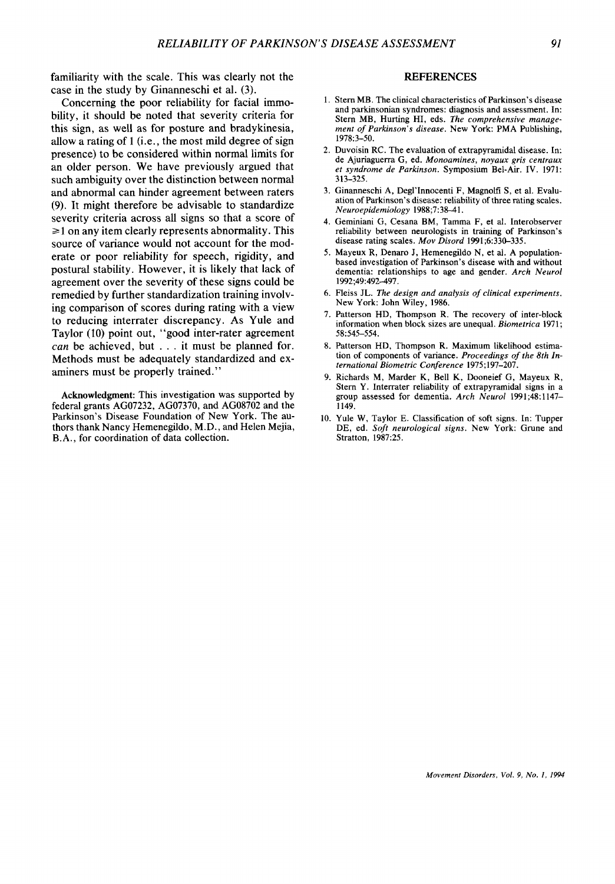familiarity with the scale. This was clearly not the case in the study by Ginanneschi et al. (3).

Concerning the poor reliability for facial immobility, it should be noted that severity criteria for this sign, as well as for posture and bradykinesia, allow a rating of 1 (i.e., the most mild degree of sign presence) to be considered within normal limits for an older person. We have previously argued that such ambiguity over the distinction between normal and abnormal can hinder agreement between raters (9). It might therefore be advisable to standardize severity criteria across all signs so that a score of ≥1 on any item clearly represents abnormality. This source of variance would not account for the moderate or poor reliability for speech, rigidity, and postural stability. However, it is likely that lack of agreement over the severity of these signs could be remedied by further standardization training involving comparison of scores during rating with a view to reducing interrater discrepancy. As Yule and Taylor (10) point out, "good inter-rater agreement *can* be achieved, but . . . it must be planned for. Methods must be adequately standardized and examiners must be properly trained."

**Acknowledgment:** This investigation was supported by federal grants AG07232, AG07370, and AG08702 and the Parkinson's Disease Foundation of New York. The authors thank Nancy Hemenegildo, M.D., and Helen Mejia, B.A., for coordination of data collection.

## REFERENCES

1. Stern MB. The clinical characteristics of Parkinson's disease and parkinsonian syndromes: diagnosis and assessment. In: Stern MB, Hurting HI, eds. *The comprehensive management of Parkinson's disease*. New York: PMA Publishing, 1978:3–50.
2. Duvoisin RC. The evaluation of extrapyramidal disease. In: de Ajuriaguerra G, ed. *Monoamines, noyaux gris centraux et syndrome de Parkinson*. Symposium Bel-Air. IV. 1971: 313–325.
3. Ginanneschi A, Degl'Innocenti F, Magnolfi S, et al. Evaluation of Parkinson's disease: reliability of three rating scales. *Neuroepidemiology* 1988;7:38–41.
4. Geminiani G, Cesana BM, Tamma F, et al. Interobserver reliability between neurologists in training of Parkinson's disease rating scales. *Mov Disord* 1991;6:330–335.
5. Mayeux R, Denaro J, Hemenegildo N, et al. A population-based investigation of Parkinson's disease with and without dementia: relationships to age and gender. *Arch Neurol* 1992;49:492–497.
6. Fleiss JL. *The design and analysis of clinical experiments*. New York: John Wiley, 1986.
7. Patterson HD, Thompson R. The recovery of inter-block information when block sizes are unequal. *Biometrica* 1971; 58:545–554.
8. Patterson HD, Thompson R. Maximum likelihood estimation of components of variance. *Proceedings of the 8th International Biometric Conference* 1975;197–207.
9. Richards M, Marder K, Bell K, Dooneief G, Mayeux R, Stern Y. Interrater reliability of extrapyramidal signs in a group assessed for dementia. *Arch Neurol* 1991;48:1147–1149.
10. Yule W, Taylor E. Classification of soft signs. In: Tupper DE, ed. *Soft neurological signs*. New York: Grune and Stratton, 1987:25.